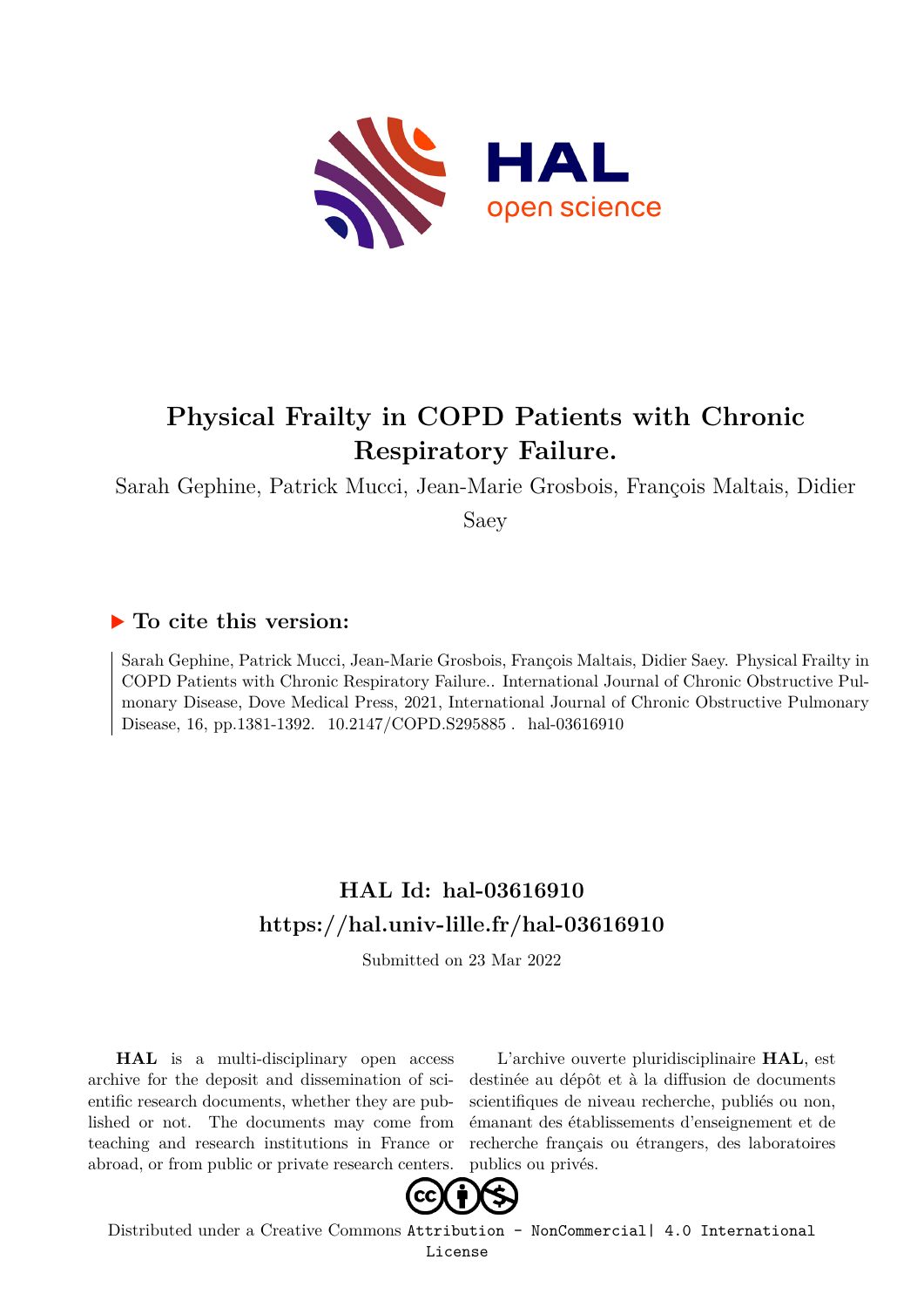# Physical Frailty in COPD Patients with Chronic Respiratory Failure.

Sarah Gephine, Patrick Mucci, Jean-Marie Grosbois, François Maltais, Didier Saey

## ▶ To cite this version:

Sarah Gephine, Patrick Mucci, Jean-Marie Grosbois, François Maltais, Didier Saey. Physical Frailty in COPD Patients with Chronic Respiratory Failure.. International Journal of Chronic Obstructive Pulmonary Disease, Dove Medical Press, 2021, International Journal of Chronic Obstructive Pulmonary Disease, 16, pp.1381-1392. 10.2147/COPD.S295885 . hal-03616910

## HAL Id: hal-03616910
## https://hal.univ-lille.fr/hal-03616910

Submitted on 23 Mar 2022

**HAL** is a multi-disciplinary open access archive for the deposit and dissemination of scientific research documents, whether they are published or not. The documents may come from teaching and research institutions in France or abroad, or from public or private research centers.

L'archive ouverte pluridisciplinaire **HAL**, est destinée au dépôt et à la diffusion de documents scientifiques de niveau recherche, publiés ou non, émanant des établissements d'enseignement et de recherche français ou étrangers, des laboratoires publics ou privés.

Distributed under a Creative Commons Attribution - NonCommercial| 4.0 International License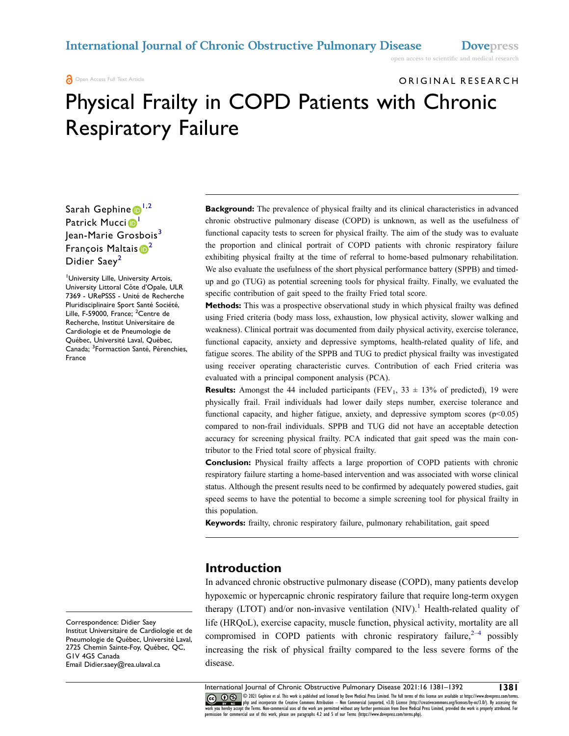# Physical Frailty in COPD Patients with Chronic Respiratory Failure

Sarah Gephine[1,2]
Patrick Mucci[1]
Jean-Marie Grosbois[3]
François Maltais[2]
Didier Saey[2]

[1]University Lille, University Artois, University Littoral Côte d'Opale, ULR 7369 - URePSSS - Unité de Recherche Pluridisciplinaire Sport Santé Société, Lille, F-59000, France; [2]Centre de Recherche, Institut Universitaire de Cardiologie et de Pneumologie de Québec, Université Laval, Québec, Canada; [3]Formaction Santé, Pérenchies, France

Correspondence: Didier Saey
Institut Universitaire de Cardiologie et de Pneumologie de Québec, Université Laval, 2725 Chemin Sainte-Foy, Québec, QC, G1V 4G5 Canada
Email Didier.saey@rea.ulaval.ca

**Background:** The prevalence of physical frailty and its clinical characteristics in advanced chronic obstructive pulmonary disease (COPD) is unknown, as well as the usefulness of functional capacity tests to screen for physical frailty. The aim of the study was to evaluate the proportion and clinical portrait of COPD patients with chronic respiratory failure exhibiting physical frailty at the time of referral to home-based pulmonary rehabilitation. We also evaluate the usefulness of the short physical performance battery (SPPB) and timed-up and go (TUG) as potential screening tools for physical frailty. Finally, we evaluated the specific contribution of gait speed to the frailty Fried total score.

**Methods:** This was a prospective observational study in which physical frailty was defined using Fried criteria (body mass loss, exhaustion, low physical activity, slower walking and weakness). Clinical portrait was documented from daily physical activity, exercise tolerance, functional capacity, anxiety and depressive symptoms, health-related quality of life, and fatigue scores. The ability of the SPPB and TUG to predict physical frailty was investigated using receiver operating characteristic curves. Contribution of each Fried criteria was evaluated with a principal component analysis (PCA).

**Results:** Amongst the 44 included participants ($FEV_1$, 33 ± 13% of predicted), 19 were physically frail. Frail individuals had lower daily steps number, exercise tolerance and functional capacity, and higher fatigue, anxiety, and depressive symptom scores ($p<0.05$) compared to non-frail individuals. SPPB and TUG did not have an acceptable detection accuracy for screening physical frailty. PCA indicated that gait speed was the main contributor to the Fried total score of physical frailty.

**Conclusion:** Physical frailty affects a large proportion of COPD patients with chronic respiratory failure starting a home-based intervention and was associated with worse clinical status. Although the present results need to be confirmed by adequately powered studies, gait speed seems to have the potential to become a simple screening tool for physical frailty in this population.

**Keywords:** frailty, chronic respiratory failure, pulmonary rehabilitation, gait speed

## Introduction

In advanced chronic obstructive pulmonary disease (COPD), many patients develop hypoxemic or hypercapnic chronic respiratory failure that require long-term oxygen therapy (LTOT) and/or non-invasive ventilation (NIV).[1] Health-related quality of life (HRQoL), exercise capacity, muscle function, physical activity, mortality are all compromised in COPD patients with chronic respiratory failure,[2–4] possibly increasing the risk of physical frailty compared to the less severe forms of the disease.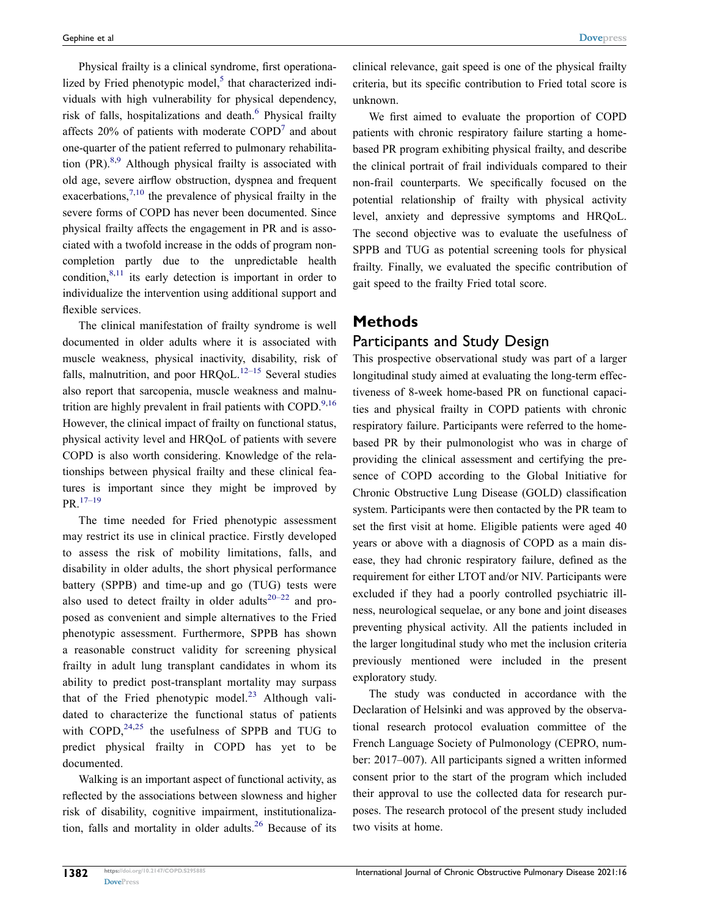Physical frailty is a clinical syndrome, first operationalized by Fried phenotypic model,[5] that characterized individuals with high vulnerability for physical dependency, risk of falls, hospitalizations and death.[6] Physical frailty affects 20% of patients with moderate COPD[7] and about one-quarter of the patient referred to pulmonary rehabilitation (PR).[8,9] Although physical frailty is associated with old age, severe airflow obstruction, dyspnea and frequent exacerbations,[7,10] the prevalence of physical frailty in the severe forms of COPD has never been documented. Since physical frailty affects the engagement in PR and is associated with a twofold increase in the odds of program non-completion partly due to the unpredictable health condition,[8,11] its early detection is important in order to individualize the intervention using additional support and flexible services.

The clinical manifestation of frailty syndrome is well documented in older adults where it is associated with muscle weakness, physical inactivity, disability, risk of falls, malnutrition, and poor HRQoL.[12–15] Several studies also report that sarcopenia, muscle weakness and malnutrition are highly prevalent in frail patients with COPD.[9,16] However, the clinical impact of frailty on functional status, physical activity level and HRQoL of patients with severe COPD is also worth considering. Knowledge of the relationships between physical frailty and these clinical features is important since they might be improved by PR.[17–19]

The time needed for Fried phenotypic assessment may restrict its use in clinical practice. Firstly developed to assess the risk of mobility limitations, falls, and disability in older adults, the short physical performance battery (SPPB) and time-up and go (TUG) tests were also used to detect frailty in older adults[20–22] and proposed as convenient and simple alternatives to the Fried phenotypic assessment. Furthermore, SPPB has shown a reasonable construct validity for screening physical frailty in adult lung transplant candidates in whom its ability to predict post-transplant mortality may surpass that of the Fried phenotypic model.[23] Although validated to characterize the functional status of patients with COPD,[24,25] the usefulness of SPPB and TUG to predict physical frailty in COPD has yet to be documented.

Walking is an important aspect of functional activity, as reflected by the associations between slowness and higher risk of disability, cognitive impairment, institutionalization, falls and mortality in older adults.[26] Because of its clinical relevance, gait speed is one of the physical frailty criteria, but its specific contribution to Fried total score is unknown.

We first aimed to evaluate the proportion of COPD patients with chronic respiratory failure starting a home-based PR program exhibiting physical frailty, and describe the clinical portrait of frail individuals compared to their non-frail counterparts. We specifically focused on the potential relationship of frailty with physical activity level, anxiety and depressive symptoms and HRQoL. The second objective was to evaluate the usefulness of SPPB and TUG as potential screening tools for physical frailty. Finally, we evaluated the specific contribution of gait speed to the frailty Fried total score.

## Methods

### Participants and Study Design

This prospective observational study was part of a larger longitudinal study aimed at evaluating the long-term effectiveness of 8-week home-based PR on functional capacities and physical frailty in COPD patients with chronic respiratory failure. Participants were referred to the home-based PR by their pulmonologist who was in charge of providing the clinical assessment and certifying the presence of COPD according to the Global Initiative for Chronic Obstructive Lung Disease (GOLD) classification system. Participants were then contacted by the PR team to set the first visit at home. Eligible patients were aged 40 years or above with a diagnosis of COPD as a main disease, they had chronic respiratory failure, defined as the requirement for either LTOT and/or NIV. Participants were excluded if they had a poorly controlled psychiatric illness, neurological sequelae, or any bone and joint diseases preventing physical activity. All the patients included in the larger longitudinal study who met the inclusion criteria previously mentioned were included in the present exploratory study.

The study was conducted in accordance with the Declaration of Helsinki and was approved by the observational research protocol evaluation committee of the French Language Society of Pulmonology (CEPRO, number: 2017–007). All participants signed a written informed consent prior to the start of the program which included their approval to use the collected data for research purposes. The research protocol of the present study included two visits at home.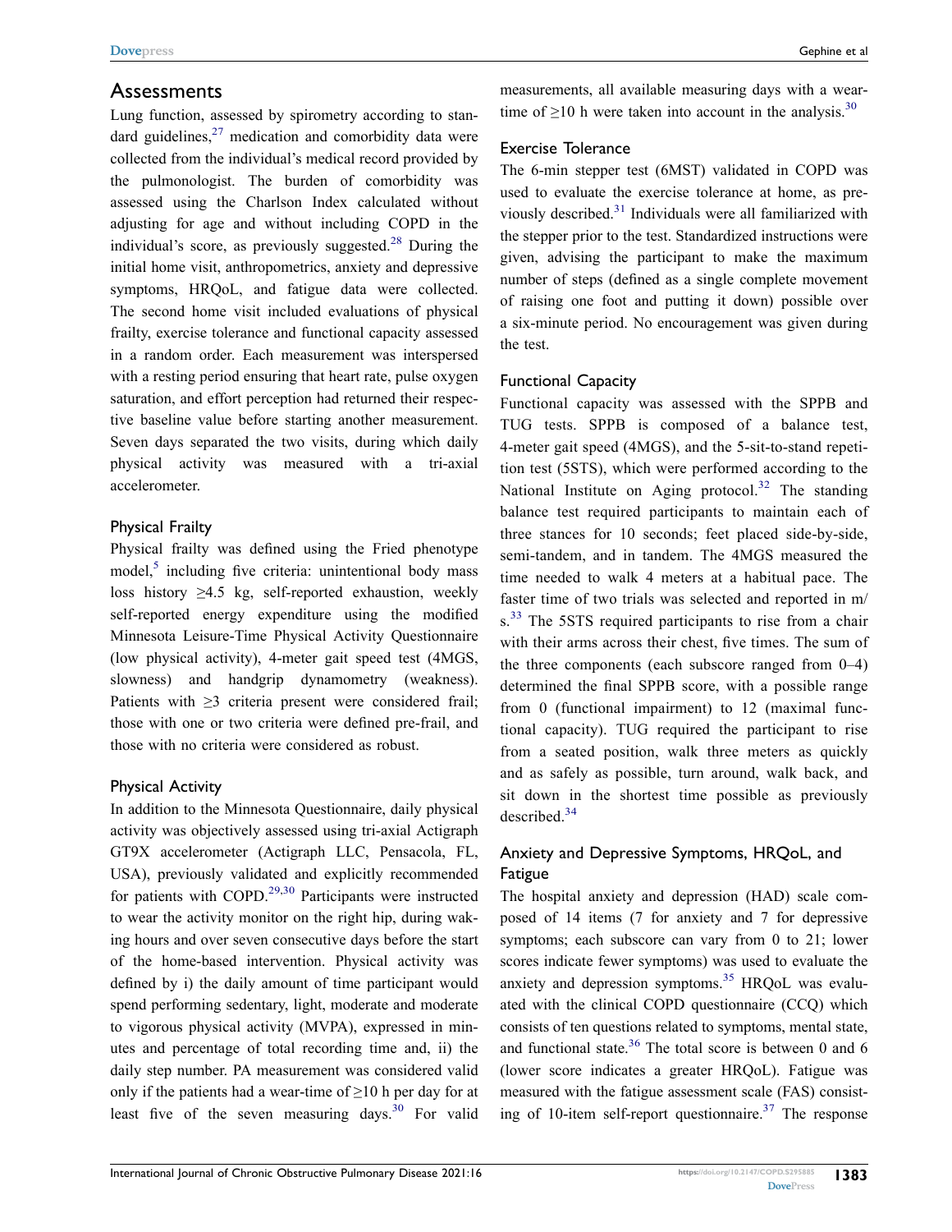## Assessments

Lung function, assessed by spirometry according to standard guidelines,[27] medication and comorbidity data were collected from the individual's medical record provided by the pulmonologist. The burden of comorbidity was assessed using the Charlson Index calculated without adjusting for age and without including COPD in the individual's score, as previously suggested.[28] During the initial home visit, anthropometrics, anxiety and depressive symptoms, HRQoL, and fatigue data were collected. The second home visit included evaluations of physical frailty, exercise tolerance and functional capacity assessed in a random order. Each measurement was interspersed with a resting period ensuring that heart rate, pulse oxygen saturation, and effort perception had returned their respective baseline value before starting another measurement. Seven days separated the two visits, during which daily physical activity was measured with a tri-axial accelerometer.

### Physical Frailty

Physical frailty was defined using the Fried phenotype model,[5] including five criteria: unintentional body mass loss history $\geq$4.5 kg, self-reported exhaustion, weekly self-reported energy expenditure using the modified Minnesota Leisure-Time Physical Activity Questionnaire (low physical activity), 4-meter gait speed test (4MGS, slowness) and handgrip dynamometry (weakness). Patients with $\geq$3 criteria present were considered frail; those with one or two criteria were defined pre-frail, and those with no criteria were considered as robust.

### Physical Activity

In addition to the Minnesota Questionnaire, daily physical activity was objectively assessed using tri-axial Actigraph GT9X accelerometer (Actigraph LLC, Pensacola, FL, USA), previously validated and explicitly recommended for patients with COPD.[29,30] Participants were instructed to wear the activity monitor on the right hip, during waking hours and over seven consecutive days before the start of the home-based intervention. Physical activity was defined by i) the daily amount of time participant would spend performing sedentary, light, moderate and moderate to vigorous physical activity (MVPA), expressed in minutes and percentage of total recording time and, ii) the daily step number. PA measurement was considered valid only if the patients had a wear-time of $\geq$10 h per day for at least five of the seven measuring days.[30] For valid measurements, all available measuring days with a wear-time of $\geq$10 h were taken into account in the analysis.[30]

### Exercise Tolerance

The 6-min stepper test (6MST) validated in COPD was used to evaluate the exercise tolerance at home, as previously described.[31] Individuals were all familiarized with the stepper prior to the test. Standardized instructions were given, advising the participant to make the maximum number of steps (defined as a single complete movement of raising one foot and putting it down) possible over a six-minute period. No encouragement was given during the test.

### Functional Capacity

Functional capacity was assessed with the SPPB and TUG tests. SPPB is composed of a balance test, 4-meter gait speed (4MGS), and the 5-sit-to-stand repetition test (5STS), which were performed according to the National Institute on Aging protocol.[32] The standing balance test required participants to maintain each of three stances for 10 seconds; feet placed side-by-side, semi-tandem, and in tandem. The 4MGS measured the time needed to walk 4 meters at a habitual pace. The faster time of two trials was selected and reported in m/s.[33] The 5STS required participants to rise from a chair with their arms across their chest, five times. The sum of the three components (each subscore ranged from 0–4) determined the final SPPB score, with a possible range from 0 (functional impairment) to 12 (maximal functional capacity). TUG required the participant to rise from a seated position, walk three meters as quickly and as safely as possible, turn around, walk back, and sit down in the shortest time possible as previously described.[34]

### Anxiety and Depressive Symptoms, HRQoL, and Fatigue

The hospital anxiety and depression (HAD) scale composed of 14 items (7 for anxiety and 7 for depressive symptoms; each subscore can vary from 0 to 21; lower scores indicate fewer symptoms) was used to evaluate the anxiety and depression symptoms.[35] HRQoL was evaluated with the clinical COPD questionnaire (CCQ) which consists of ten questions related to symptoms, mental state, and functional state.[36] The total score is between 0 and 6 (lower score indicates a greater HRQoL). Fatigue was measured with the fatigue assessment scale (FAS) consisting of 10-item self-report questionnaire.[37] The response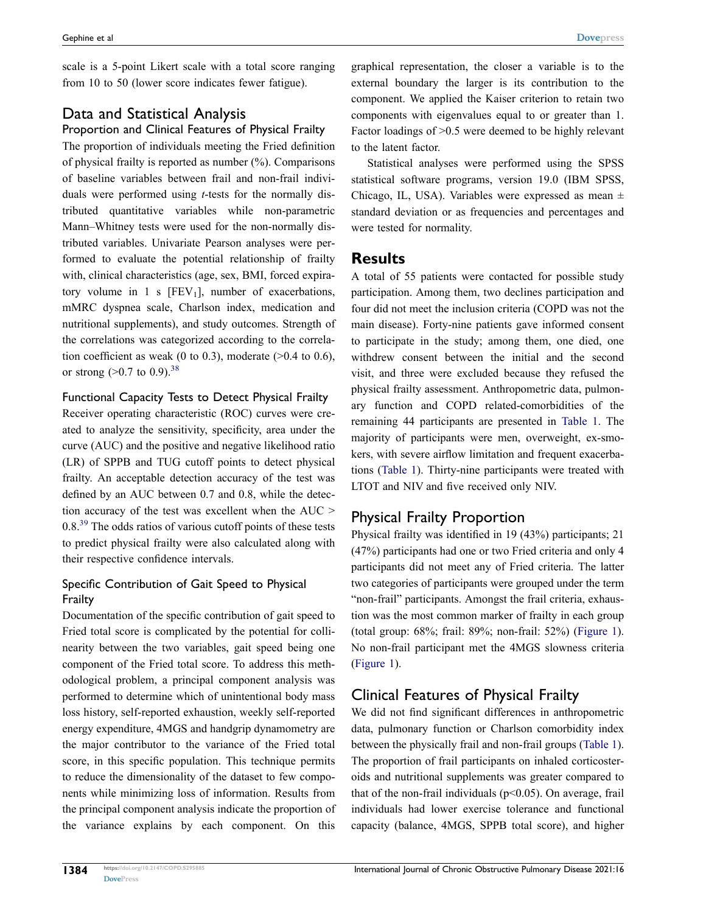scale is a 5-point Likert scale with a total score ranging from 10 to 50 (lower score indicates fewer fatigue).

## Data and Statistical Analysis

### Proportion and Clinical Features of Physical Frailty

The proportion of individuals meeting the Fried definition of physical frailty is reported as number (%). Comparisons of baseline variables between frail and non-frail individuals were performed using *t*-tests for the normally distributed quantitative variables while non-parametric Mann–Whitney tests were used for the non-normally distributed variables. Univariate Pearson analyses were performed to evaluate the potential relationship of frailty with, clinical characteristics (age, sex, BMI, forced expiratory volume in 1 s [$FEV_1$], number of exacerbations, mMRC dyspnea scale, Charlson index, medication and nutritional supplements), and study outcomes. Strength of the correlations was categorized according to the correlation coefficient as weak (0 to 0.3), moderate (>0.4 to 0.6), or strong (>0.7 to 0.9).[38]

### Functional Capacity Tests to Detect Physical Frailty

Receiver operating characteristic (ROC) curves were created to analyze the sensitivity, specificity, area under the curve (AUC) and the positive and negative likelihood ratio (LR) of SPPB and TUG cutoff points to detect physical frailty. An acceptable detection accuracy of the test was defined by an AUC between 0.7 and 0.8, while the detection accuracy of the test was excellent when the AUC > 0.8.[39] The odds ratios of various cutoff points of these tests to predict physical frailty were also calculated along with their respective confidence intervals.

### Specific Contribution of Gait Speed to Physical Frailty

Documentation of the specific contribution of gait speed to Fried total score is complicated by the potential for collinearity between the two variables, gait speed being one component of the Fried total score. To address this methodological problem, a principal component analysis was performed to determine which of unintentional body mass loss history, self-reported exhaustion, weekly self-reported energy expenditure, 4MGS and handgrip dynamometry are the major contributor to the variance of the Fried total score, in this specific population. This technique permits to reduce the dimensionality of the dataset to few components while minimizing loss of information. Results from the principal component analysis indicate the proportion of the variance explains by each component. On this graphical representation, the closer a variable is to the external boundary the larger is its contribution to the component. We applied the Kaiser criterion to retain two components with eigenvalues equal to or greater than 1. Factor loadings of >0.5 were deemed to be highly relevant to the latent factor.

Statistical analyses were performed using the SPSS statistical software programs, version 19.0 (IBM SPSS, Chicago, IL, USA). Variables were expressed as mean ± standard deviation or as frequencies and percentages and were tested for normality.

# Results

A total of 55 patients were contacted for possible study participation. Among them, two declines participation and four did not meet the inclusion criteria (COPD was not the main disease). Forty-nine patients gave informed consent to participate in the study; among them, one died, one withdrew consent between the initial and the second visit, and three were excluded because they refused the physical frailty assessment. Anthropometric data, pulmonary function and COPD related-comorbidities of the remaining 44 participants are presented in Table 1. The majority of participants were men, overweight, ex-smokers, with severe airflow limitation and frequent exacerbations (Table 1). Thirty-nine participants were treated with LTOT and NIV and five received only NIV.

## Physical Frailty Proportion

Physical frailty was identified in 19 (43%) participants; 21 (47%) participants had one or two Fried criteria and only 4 participants did not meet any of Fried criteria. The latter two categories of participants were grouped under the term "non-frail" participants. Amongst the frail criteria, exhaustion was the most common marker of frailty in each group (total group: 68%; frail: 89%; non-frail: 52%) (Figure 1). No non-frail participant met the 4MGS slowness criteria (Figure 1).

## Clinical Features of Physical Frailty

We did not find significant differences in anthropometric data, pulmonary function or Charlson comorbidity index between the physically frail and non-frail groups (Table 1). The proportion of frail participants on inhaled corticosteroids and nutritional supplements was greater compared to that of the non-frail individuals ($p<0.05$). On average, frail individuals had lower exercise tolerance and functional capacity (balance, 4MGS, SPPB total score), and higher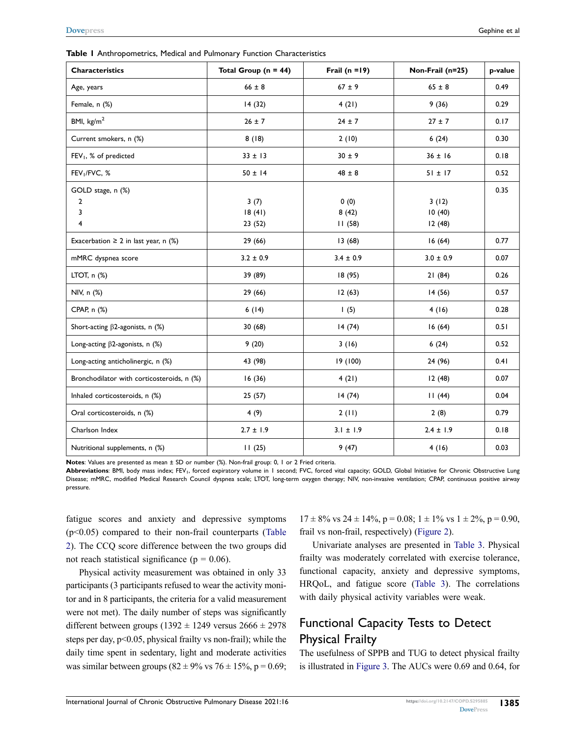**Table 1** Anthropometrics, Medical and Pulmonary Function Characteristics

| Characteristics | Total Group (n = 44) | Frail (n =19) | Non-Frail (n=25) | p-value |
|---|---|---|---|---|
| Age, years | 66 ± 8 | 67 ± 9 | 65 ± 8 | 0.49 |
| Female, n (%) | 14 (32) | 4 (21) | 9 (36) | 0.29 |
| BMI, kg/m$^2$ | 26 ± 7 | 24 ± 7 | 27 ± 7 | 0.17 |
| Current smokers, n (%) | 8 (18) | 2 (10) | 6 (24) | 0.30 |
| $FEV_1$, % of predicted | 33 ± 13 | 30 ± 9 | 36 ± 16 | 0.18 |
| $FEV_1$/FVC, % | 50 ± 14 | 48 ± 8 | 51 ± 17 | 0.52 |
| GOLD stage, n (%) | | | | 0.35 |
| 2 | 3 (7) | 0 (0) | 3 (12) | |
| 3 | 18 (41) | 8 (42) | 10 (40) | |
| 4 | 23 (52) | 11 (58) | 12 (48) | |
| Exacerbation ≥ 2 in last year, n (%) | 29 (66) | 13 (68) | 16 (64) | 0.77 |
| mMRC dyspnea score | 3.2 ± 0.9 | 3.4 ± 0.9 | 3.0 ± 0.9 | 0.07 |
| LTOT, n (%) | 39 (89) | 18 (95) | 21 (84) | 0.26 |
| NIV, n (%) | 29 (66) | 12 (63) | 14 (56) | 0.57 |
| CPAP, n (%) | 6 (14) | 1 (5) | 4 (16) | 0.28 |
| Short-acting β2-agonists, n (%) | 30 (68) | 14 (74) | 16 (64) | 0.51 |
| Long-acting β2-agonists, n (%) | 9 (20) | 3 (16) | 6 (24) | 0.52 |
| Long-acting anticholinergic, n (%) | 43 (98) | 19 (100) | 24 (96) | 0.41 |
| Bronchodilator with corticosteroids, n (%) | 16 (36) | 4 (21) | 12 (48) | 0.07 |
| Inhaled corticosteroids, n (%) | 25 (57) | 14 (74) | 11 (44) | 0.04 |
| Oral corticosteroids, n (%) | 4 (9) | 2 (11) | 2 (8) | 0.79 |
| Charlson Index | 2.7 ± 1.9 | 3.1 ± 1.9 | 2.4 ± 1.9 | 0.18 |
| Nutritional supplements, n (%) | 11 (25) | 9 (47) | 4 (16) | 0.03 |

**Notes**: Values are presented as mean ± SD or number (%). Non-frail group: 0, 1 or 2 Fried criteria.
**Abbreviations**: BMI, body mass index; $FEV_1$, forced expiratory volume in 1 second; FVC, forced vital capacity; GOLD, Global Initiative for Chronic Obstructive Lung Disease; mMRC, modified Medical Research Council dyspnea scale; LTOT, long-term oxygen therapy; NIV, non-invasive ventilation; CPAP, continuous positive airway pressure.

fatigue scores and anxiety and depressive symptoms ($p<0.05$) compared to their non-frail counterparts (Table 2). The CCQ score difference between the two groups did not reach statistical significance (p = 0.06).

Physical activity measurement was obtained in only 33 participants (3 participants refused to wear the activity monitor and in 8 participants, the criteria for a valid measurement were not met). The daily number of steps was significantly different between groups (1392 ± 1249 versus 2666 ± 2978 steps per day, $p<0.05$, physical frailty vs non-frail); while the daily time spent in sedentary, light and moderate activities was similar between groups (82 ± 9% vs 76 ± 15%, p = 0.69; 17 ± 8% vs 24 ± 14%, p = 0.08; 1 ± 1% vs 1 ± 2%, p = 0.90, frail vs non-frail, respectively) (Figure 2).

Univariate analyses are presented in Table 3. Physical frailty was moderately correlated with exercise tolerance, functional capacity, anxiety and depressive symptoms, HRQoL, and fatigue score (Table 3). The correlations with daily physical activity variables were weak.

## Functional Capacity Tests to Detect Physical Frailty

The usefulness of SPPB and TUG to detect physical frailty is illustrated in Figure 3. The AUCs were 0.69 and 0.64, for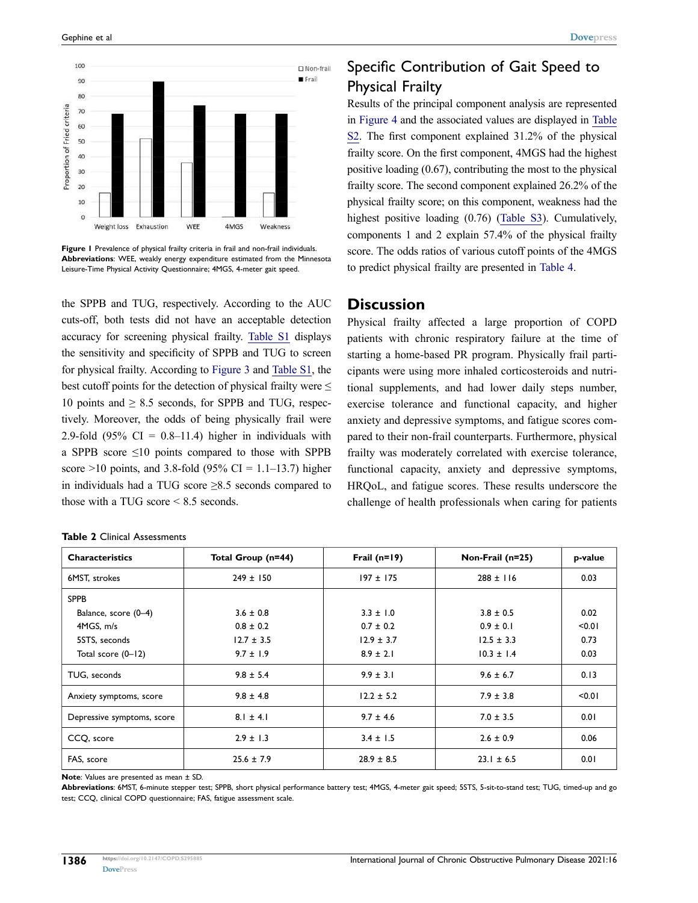Figure 1 Prevalence of physical frailty criteria in frail and non-frail individuals.

**Abbreviations**: WEE, weakly energy expenditure estimated from the Minnesota Leisure-Time Physical Activity Questionnaire; 4MGS, 4-meter gait speed.

the SPPB and TUG, respectively. According to the AUC cuts-off, both tests did not have an acceptable detection accuracy for screening physical frailty. Table S1 displays the sensitivity and specificity of SPPB and TUG to screen for physical frailty. According to Figure 3 and Table S1, the best cutoff points for the detection of physical frailty were ≤ 10 points and ≥ 8.5 seconds, for SPPB and TUG, respectively. Moreover, the odds of being physically frail were 2.9-fold (95% CI = 0.8–11.4) higher in individuals with a SPPB score ≤10 points compared to those with SPPB score >10 points, and 3.8-fold (95% CI = 1.1–13.7) higher in individuals had a TUG score ≥8.5 seconds compared to those with a TUG score < 8.5 seconds.

## Specific Contribution of Gait Speed to Physical Frailty

Results of the principal component analysis are represented in Figure 4 and the associated values are displayed in Table S2. The first component explained 31.2% of the physical frailty score. On the first component, 4MGS had the highest positive loading (0.67), contributing the most to the physical frailty score. The second component explained 26.2% of the physical frailty score; on this component, weakness had the highest positive loading (0.76) (Table S3). Cumulatively, components 1 and 2 explain 57.4% of the physical frailty score. The odds ratios of various cutoff points of the 4MGS to predict physical frailty are presented in Table 4.

# Discussion

Physical frailty affected a large proportion of COPD patients with chronic respiratory failure at the time of starting a home-based PR program. Physically frail participants were using more inhaled corticosteroids and nutritional supplements, and had lower daily steps number, exercise tolerance and functional capacity, and higher anxiety and depressive symptoms, and fatigue scores compared to their non-frail counterparts. Furthermore, physical frailty was moderately correlated with exercise tolerance, functional capacity, anxiety and depressive symptoms, HRQoL, and fatigue scores. These results underscore the challenge of health professionals when caring for patients

**Table 2** Clinical Assessments

| Characteristics | Total Group (n=44) | Frail (n=19) | Non-Frail (n=25) | p-value |
|---|---|---|---|---|
| 6MST, strokes | 249 ± 150 | 197 ± 175 | 288 ± 116 | 0.03 |
| SPPB | | | | |
| Balance, score (0–4) | 3.6 ± 0.8 | 3.3 ± 1.0 | 3.8 ± 0.5 | 0.02 |
| 4MGS, m/s | 0.8 ± 0.2 | 0.7 ± 0.2 | 0.9 ± 0.1 | <0.01 |
| 5STS, seconds | 12.7 ± 3.5 | 12.9 ± 3.7 | 12.5 ± 3.3 | 0.73 |
| Total score (0–12) | 9.7 ± 1.9 | 8.9 ± 2.1 | 10.3 ± 1.4 | 0.03 |
| TUG, seconds | 9.8 ± 5.4 | 9.9 ± 3.1 | 9.6 ± 6.7 | 0.13 |
| Anxiety symptoms, score | 9.8 ± 4.8 | 12.2 ± 5.2 | 7.9 ± 3.8 | <0.01 |
| Depressive symptoms, score | 8.1 ± 4.1 | 9.7 ± 4.6 | 7.0 ± 3.5 | 0.01 |
| CCQ, score | 2.9 ± 1.3 | 3.4 ± 1.5 | 2.6 ± 0.9 | 0.06 |
| FAS, score | 25.6 ± 7.9 | 28.9 ± 8.5 | 23.1 ± 6.5 | 0.01 |

**Note**: Values are presented as mean ± SD.

**Abbreviations**: 6MST, 6-minute stepper test; SPPB, short physical performance battery test; 4MGS, 4-meter gait speed; 5STS, 5-sit-to-stand test; TUG, timed-up and go test; CCQ, clinical COPD questionnaire; FAS, fatigue assessment scale.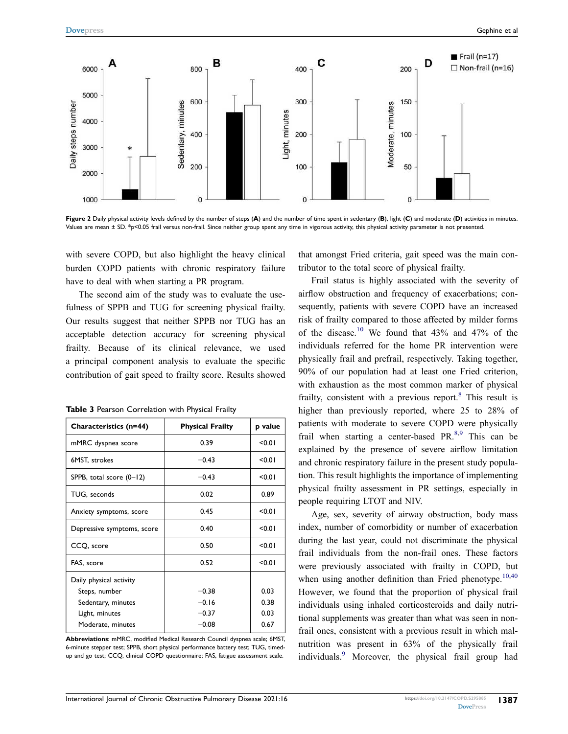**Figure 2** Daily physical activity levels defined by the number of steps (**A**) and the number of time spent in sedentary (**B**), light (**C**) and moderate (**D**) activities in minutes. Values are mean ± SD. *p<0.05 frail versus non-frail. Since neither group spent any time in vigorous activity, this physical activity parameter is not presented.

with severe COPD, but also highlight the heavy clinical burden COPD patients with chronic respiratory failure have to deal with when starting a PR program.

The second aim of the study was to evaluate the usefulness of SPPB and TUG for screening physical frailty. Our results suggest that neither SPPB nor TUG has an acceptable detection accuracy for screening physical frailty. Because of its clinical relevance, we used a principal component analysis to evaluate the specific contribution of gait speed to frailty score. Results showed that amongst Fried criteria, gait speed was the main contributor to the total score of physical frailty.

**Table 3** Pearson Correlation with Physical Frailty

| Characteristics (n=44) | Physical Frailty | p value |
|---|---|---|
| mMRC dyspnea score | 0.39 | <0.01 |
| 6MST, strokes | −0.43 | <0.01 |
| SPPB, total score (0–12) | −0.43 | <0.01 |
| TUG, seconds | 0.02 | 0.89 |
| Anxiety symptoms, score | 0.45 | <0.01 |
| Depressive symptoms, score | 0.40 | <0.01 |
| CCQ, score | 0.50 | <0.01 |
| FAS, score | 0.52 | <0.01 |
| Daily physical activity | | |
| Steps, number | −0.38 | 0.03 |
| Sedentary, minutes | −0.16 | 0.38 |
| Light, minutes | −0.37 | 0.03 |
| Moderate, minutes | −0.08 | 0.67 |

**Abbreviations**: mMRC, modified Medical Research Council dyspnea scale; 6MST, 6-minute stepper test; SPPB, short physical performance battery test; TUG, timed-up and go test; CCQ, clinical COPD questionnaire; FAS, fatigue assessment scale.

Frail status is highly associated with the severity of airflow obstruction and frequency of exacerbations; consequently, patients with severe COPD have an increased risk of frailty compared to those affected by milder forms of the disease.[10] We found that 43% and 47% of the individuals referred for the home PR intervention were physically frail and prefrail, respectively. Taking together, 90% of our population had at least one Fried criterion, with exhaustion as the most common marker of physical frailty, consistent with a previous report.[8] This result is higher than previously reported, where 25 to 28% of patients with moderate to severe COPD were physically frail when starting a center-based PR.[8,9] This can be explained by the presence of severe airflow limitation and chronic respiratory failure in the present study population. This result highlights the importance of implementing physical frailty assessment in PR settings, especially in people requiring LTOT and NIV.

Age, sex, severity of airway obstruction, body mass index, number of comorbidity or number of exacerbation during the last year, could not discriminate the physical frail individuals from the non-frail ones. These factors were previously associated with frailty in COPD, but when using another definition than Fried phenotype.[10,40] However, we found that the proportion of physical frail individuals using inhaled corticosteroids and daily nutritional supplements was greater than what was seen in non-frail ones, consistent with a previous result in which malnutrition was present in 63% of the physically frail individuals.[9] Moreover, the physical frail group had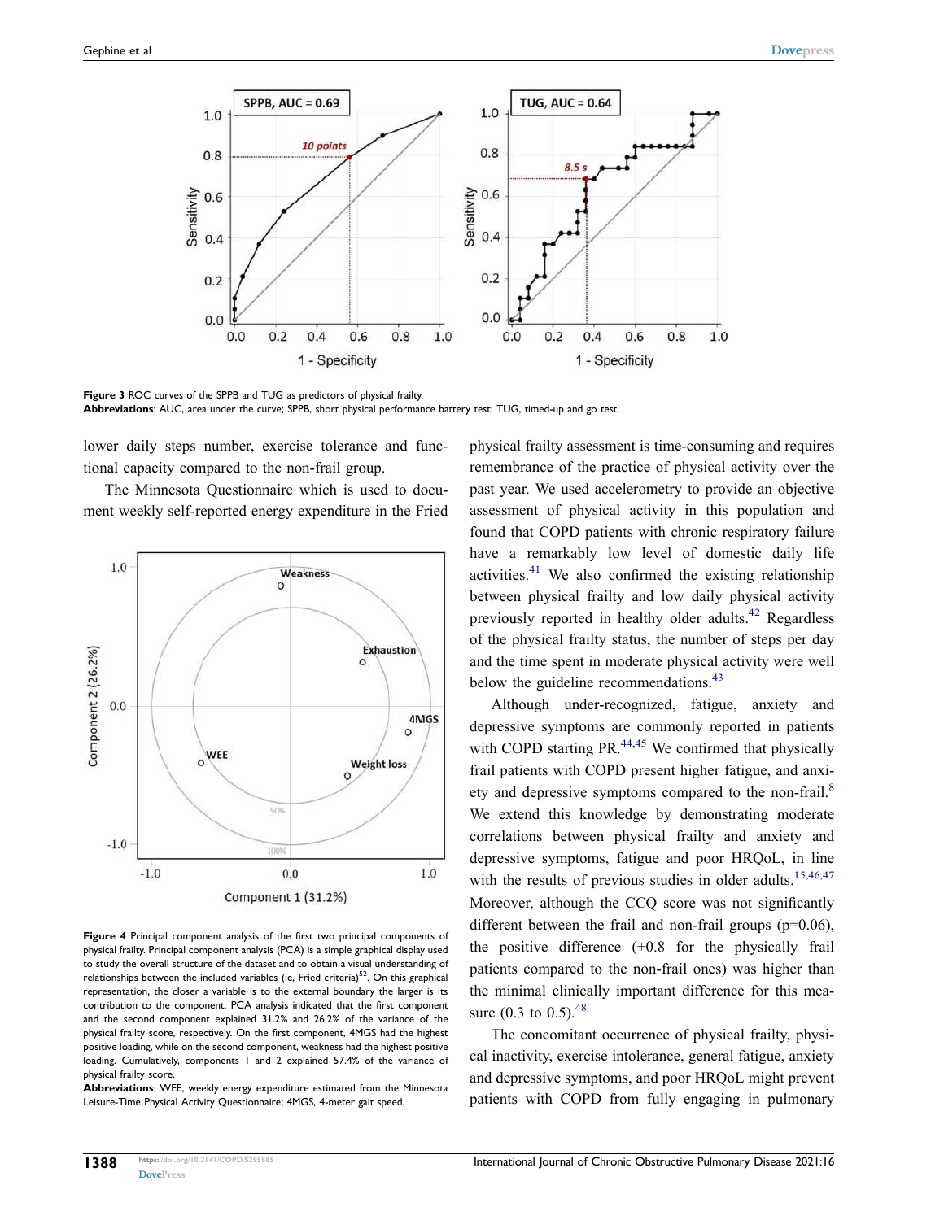**Figure 3** ROC curves of the SPPB and TUG as predictors of physical frailty.

**Abbreviations**: AUC, area under the curve; SPPB, short physical performance battery test; TUG, timed-up and go test.

**Figure 4** Principal component analysis of the first two principal components of physical frailty. Principal component analysis (PCA) is a simple graphical display used to study the overall structure of the dataset and to obtain a visual understanding of relationships between the included variables (ie, Fried criteria)[52]. On this graphical representation, the closer a variable is to the external boundary the larger is its contribution to the component. PCA analysis indicated that the first component and the second component explained 31.2% and 26.2% of the variance of the physical frailty score, respectively. On the first component, 4MGS had the highest positive loading, while on the second component, weakness had the highest positive loading. Cumulatively, components 1 and 2 explained 57.4% of the variance of physical frailty score.

**Abbreviations**: WEE, weekly energy expenditure estimated from the Minnesota Leisure-Time Physical Activity Questionnaire; 4MGS, 4-meter gait speed.

lower daily steps number, exercise tolerance and functional capacity compared to the non-frail group.

The Minnesota Questionnaire which is used to document weekly self-reported energy expenditure in the Fried physical frailty assessment is time-consuming and requires remembrance of the practice of physical activity over the past year. We used accelerometry to provide an objective assessment of physical activity in this population and found that COPD patients with chronic respiratory failure have a remarkably low level of domestic daily life activities.[41] We also confirmed the existing relationship between physical frailty and low daily physical activity previously reported in healthy older adults.[42] Regardless of the physical frailty status, the number of steps per day and the time spent in moderate physical activity were well below the guideline recommendations.[43]

Although under-recognized, fatigue, anxiety and depressive symptoms are commonly reported in patients with COPD starting PR.[44,45] We confirmed that physically frail patients with COPD present higher fatigue, and anxiety and depressive symptoms compared to the non-frail.[8] We extend this knowledge by demonstrating moderate correlations between physical frailty and anxiety and depressive symptoms, fatigue and poor HRQoL, in line with the results of previous studies in older adults.[15,46,47] Moreover, although the CCQ score was not significantly different between the frail and non-frail groups (p=0.06), the positive difference (+0.8 for the physically frail patients compared to the non-frail ones) was higher than the minimal clinically important difference for this measure (0.3 to 0.5).[48]

The concomitant occurrence of physical frailty, physical inactivity, exercise intolerance, general fatigue, anxiety and depressive symptoms, and poor HRQoL might prevent patients with COPD from fully engaging in pulmonary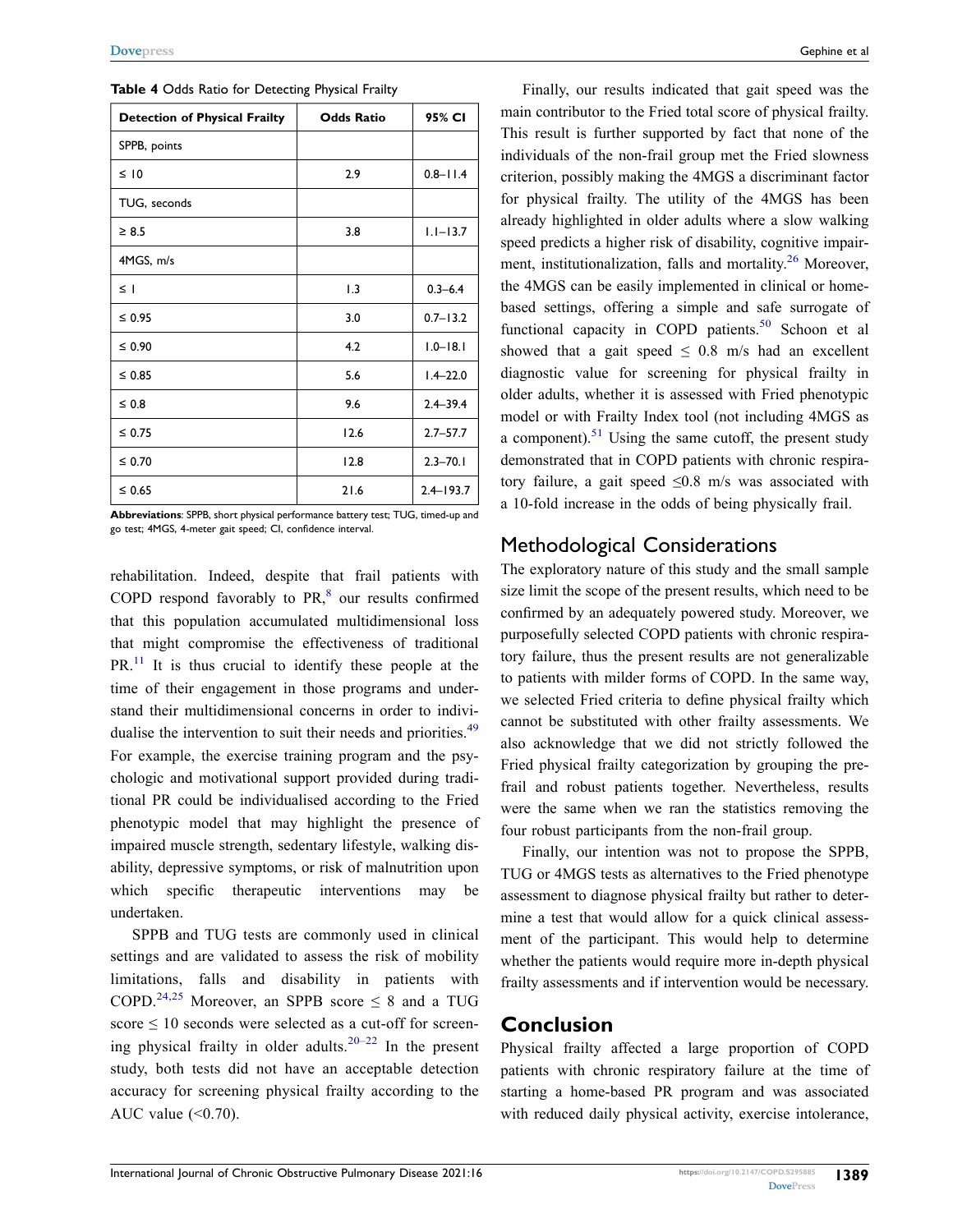**Table 4** Odds Ratio for Detecting Physical Frailty

| Detection of Physical Frailty | Odds Ratio | 95% CI |
|---|---|---|
| SPPB, points | | |
| ≤ 10 | 2.9 | 0.8–11.4 |
| TUG, seconds | | |
| ≥ 8.5 | 3.8 | 1.1–13.7 |
| 4MGS, m/s | | |
| ≤ 1 | 1.3 | 0.3–6.4 |
| ≤ 0.95 | 3.0 | 0.7–13.2 |
| ≤ 0.90 | 4.2 | 1.0–18.1 |
| ≤ 0.85 | 5.6 | 1.4–22.0 |
| ≤ 0.8 | 9.6 | 2.4–39.4 |
| ≤ 0.75 | 12.6 | 2.7–57.7 |
| ≤ 0.70 | 12.8 | 2.3–70.1 |
| ≤ 0.65 | 21.6 | 2.4–193.7 |

**Abbreviations**: SPPB, short physical performance battery test; TUG, timed-up and go test; 4MGS, 4-meter gait speed; CI, confidence interval.

rehabilitation. Indeed, despite that frail patients with COPD respond favorably to PR,[8] our results confirmed that this population accumulated multidimensional loss that might compromise the effectiveness of traditional PR.[11] It is thus crucial to identify these people at the time of their engagement in those programs and understand their multidimensional concerns in order to individualise the intervention to suit their needs and priorities.[49] For example, the exercise training program and the psychologic and motivational support provided during traditional PR could be individualised according to the Fried phenotypic model that may highlight the presence of impaired muscle strength, sedentary lifestyle, walking disability, depressive symptoms, or risk of malnutrition upon which specific therapeutic interventions may be undertaken.

SPPB and TUG tests are commonly used in clinical settings and are validated to assess the risk of mobility limitations, falls and disability in patients with COPD.[24,25] Moreover, an SPPB score ≤ 8 and a TUG score ≤ 10 seconds were selected as a cut-off for screening physical frailty in older adults.[20–22] In the present study, both tests did not have an acceptable detection accuracy for screening physical frailty according to the AUC value (<0.70).

Finally, our results indicated that gait speed was the main contributor to the Fried total score of physical frailty. This result is further supported by fact that none of the individuals of the non-frail group met the Fried slowness criterion, possibly making the 4MGS a discriminant factor for physical frailty. The utility of the 4MGS has been already highlighted in older adults where a slow walking speed predicts a higher risk of disability, cognitive impairment, institutionalization, falls and mortality.[26] Moreover, the 4MGS can be easily implemented in clinical or home-based settings, offering a simple and safe surrogate of functional capacity in COPD patients.[50] Schoon et al showed that a gait speed ≤ 0.8 m/s had an excellent diagnostic value for screening for physical frailty in older adults, whether it is assessed with Fried phenotypic model or with Frailty Index tool (not including 4MGS as a component).[51] Using the same cutoff, the present study demonstrated that in COPD patients with chronic respiratory failure, a gait speed ≤0.8 m/s was associated with a 10-fold increase in the odds of being physically frail.

## Methodological Considerations

The exploratory nature of this study and the small sample size limit the scope of the present results, which need to be confirmed by an adequately powered study. Moreover, we purposefully selected COPD patients with chronic respiratory failure, thus the present results are not generalizable to patients with milder forms of COPD. In the same way, we selected Fried criteria to define physical frailty which cannot be substituted with other frailty assessments. We also acknowledge that we did not strictly followed the Fried physical frailty categorization by grouping the pre-frail and robust patients together. Nevertheless, results were the same when we ran the statistics removing the four robust participants from the non-frail group.

Finally, our intention was not to propose the SPPB, TUG or 4MGS tests as alternatives to the Fried phenotype assessment to diagnose physical frailty but rather to determine a test that would allow for a quick clinical assessment of the participant. This would help to determine whether the patients would require more in-depth physical frailty assessments and if intervention would be necessary.

## Conclusion

Physical frailty affected a large proportion of COPD patients with chronic respiratory failure at the time of starting a home-based PR program and was associated with reduced daily physical activity, exercise intolerance,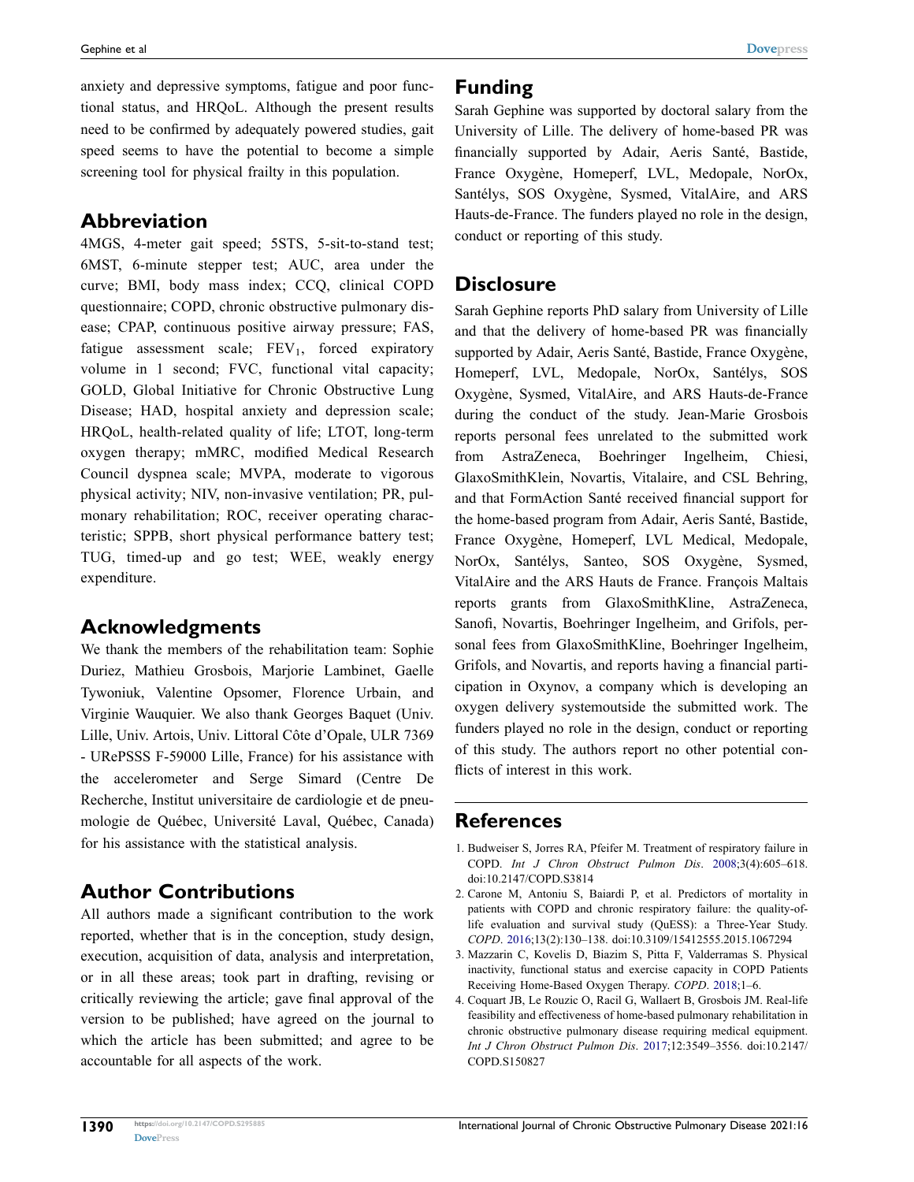anxiety and depressive symptoms, fatigue and poor functional status, and HRQoL. Although the present results need to be confirmed by adequately powered studies, gait speed seems to have the potential to become a simple screening tool for physical frailty in this population.

## Abbreviation

4MGS, 4-meter gait speed; 5STS, 5-sit-to-stand test; 6MST, 6-minute stepper test; AUC, area under the curve; BMI, body mass index; CCQ, clinical COPD questionnaire; COPD, chronic obstructive pulmonary disease; CPAP, continuous positive airway pressure; FAS, fatigue assessment scale; $FEV_1$, forced expiratory volume in 1 second; FVC, functional vital capacity; GOLD, Global Initiative for Chronic Obstructive Lung Disease; HAD, hospital anxiety and depression scale; HRQoL, health-related quality of life; LTOT, long-term oxygen therapy; mMRC, modified Medical Research Council dyspnea scale; MVPA, moderate to vigorous physical activity; NIV, non-invasive ventilation; PR, pulmonary rehabilitation; ROC, receiver operating characteristic; SPPB, short physical performance battery test; TUG, timed-up and go test; WEE, weakly energy expenditure.

## Acknowledgments

We thank the members of the rehabilitation team: Sophie Duriez, Mathieu Grosbois, Marjorie Lambinet, Gaelle Tywoniuk, Valentine Opsomer, Florence Urbain, and Virginie Wauquier. We also thank Georges Baquet (Univ. Lille, Univ. Artois, Univ. Littoral Côte d'Opale, ULR 7369 - URePSSS F-59000 Lille, France) for his assistance with the accelerometer and Serge Simard (Centre De Recherche, Institut universitaire de cardiologie et de pneumologie de Québec, Université Laval, Québec, Canada) for his assistance with the statistical analysis.

## Author Contributions

All authors made a significant contribution to the work reported, whether that is in the conception, study design, execution, acquisition of data, analysis and interpretation, or in all these areas; took part in drafting, revising or critically reviewing the article; gave final approval of the version to be published; have agreed on the journal to which the article has been submitted; and agree to be accountable for all aspects of the work.

## Funding

Sarah Gephine was supported by doctoral salary from the University of Lille. The delivery of home-based PR was financially supported by Adair, Aeris Santé, Bastide, France Oxygène, Homeperf, LVL, Medopale, NorOx, Santélys, SOS Oxygène, Sysmed, VitalAire, and ARS Hauts-de-France. The funders played no role in the design, conduct or reporting of this study.

## Disclosure

Sarah Gephine reports PhD salary from University of Lille and that the delivery of home-based PR was financially supported by Adair, Aeris Santé, Bastide, France Oxygène, Homeperf, LVL, Medopale, NorOx, Santélys, SOS Oxygène, Sysmed, VitalAire, and ARS Hauts-de-France during the conduct of the study. Jean-Marie Grosbois reports personal fees unrelated to the submitted work from AstraZeneca, Boehringer Ingelheim, Chiesi, GlaxoSmithKlein, Novartis, Vitalaire, and CSL Behring, and that FormAction Santé received financial support for the home-based program from Adair, Aeris Santé, Bastide, France Oxygène, Homeperf, LVL Medical, Medopale, NorOx, Santélys, Santeo, SOS Oxygène, Sysmed, VitalAire and the ARS Hauts de France. François Maltais reports grants from GlaxoSmithKline, AstraZeneca, Sanofi, Novartis, Boehringer Ingelheim, and Grifols, personal fees from GlaxoSmithKline, Boehringer Ingelheim, Grifols, and Novartis, and reports having a financial participation in Oxynov, a company which is developing an oxygen delivery systemoutside the submitted work. The funders played no role in the design, conduct or reporting of this study. The authors report no other potential conflicts of interest in this work.

## References

1. Budweiser S, Jorres RA, Pfeifer M. Treatment of respiratory failure in COPD. *Int J Chron Obstruct Pulmon Dis*. 2008;3(4):605–618. doi:10.2147/COPD.S3814
2. Carone M, Antoniu S, Baiardi P, et al. Predictors of mortality in patients with COPD and chronic respiratory failure: the quality-of-life evaluation and survival study (QuESS): a Three-Year Study. *COPD*. 2016;13(2):130–138. doi:10.3109/15412555.2015.1067294
3. Mazzarin C, Kovelis D, Biazim S, Pitta F, Valderramas S. Physical inactivity, functional status and exercise capacity in COPD Patients Receiving Home-Based Oxygen Therapy. *COPD*. 2018;1–6.
4. Coquart JB, Le Rouzic O, Racil G, Wallaert B, Grosbois JM. Real-life feasibility and effectiveness of home-based pulmonary rehabilitation in chronic obstructive pulmonary disease requiring medical equipment. *Int J Chron Obstruct Pulmon Dis*. 2017;12:3549–3556. doi:10.2147/COPD.S150827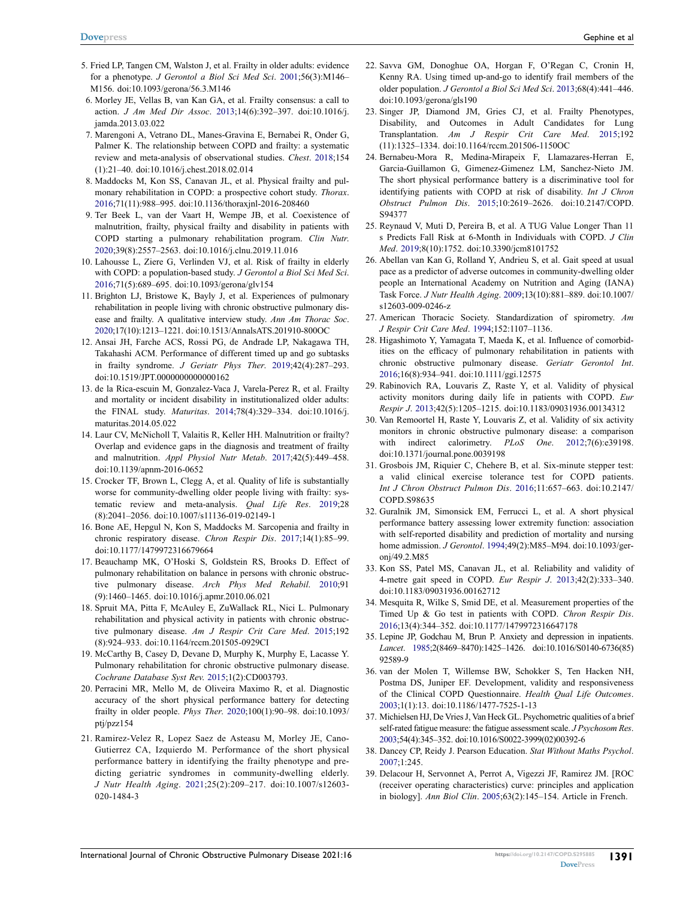5. Fried LP, Tangen CM, Walston J, et al. Frailty in older adults: evidence for a phenotype. *J Gerontol a Biol Sci Med Sci*. 2001;56(3):M146–M156. doi:10.1093/gerona/56.3.M146
6. Morley JE, Vellas B, van Kan GA, et al. Frailty consensus: a call to action. *J Am Med Dir Assoc*. 2013;14(6):392–397. doi:10.1016/j.jamda.2013.03.022
7. Marengoni A, Vetrano DL, Manes-Gravina E, Bernabei R, Onder G, Palmer K. The relationship between COPD and frailty: a systematic review and meta-analysis of observational studies. *Chest*. 2018;154(1):21–40. doi:10.1016/j.chest.2018.02.014
8. Maddocks M, Kon SS, Canavan JL, et al. Physical frailty and pulmonary rehabilitation in COPD: a prospective cohort study. *Thorax*. 2016;71(11):988–995. doi:10.1136/thoraxjnl-2016-208460
9. Ter Beek L, van der Vaart H, Wempe JB, et al. Coexistence of malnutrition, frailty, physical frailty and disability in patients with COPD starting a pulmonary rehabilitation program. *Clin Nutr*. 2020;39(8):2557–2563. doi:10.1016/j.clnu.2019.11.016
10. Lahousse L, Ziere G, Verlinden VJ, et al. Risk of frailty in elderly with COPD: a population-based study. *J Gerontol a Biol Sci Med Sci*. 2016;71(5):689–695. doi:10.1093/gerona/glv154
11. Brighton LJ, Bristowe K, Bayly J, et al. Experiences of pulmonary rehabilitation in people living with chronic obstructive pulmonary disease and frailty. A qualitative interview study. *Ann Am Thorac Soc*. 2020;17(10):1213–1221. doi:10.1513/AnnalsATS.201910-800OC
12. Ansai JH, Farche ACS, Rossi PG, de Andrade LP, Nakagawa TH, Takahashi ACM. Performance of different timed up and go subtasks in frailty syndrome. *J Geriatr Phys Ther*. 2019;42(4):287–293. doi:10.1519/JPT.0000000000000162
13. de la Rica-escuin M, Gonzalez-Vaca J, Varela-Perez R, et al. Frailty and mortality or incident disability in institutionalized older adults: the FINAL study. *Maturitas*. 2014;78(4):329–334. doi:10.1016/j.maturitas.2014.05.022
14. Laur CV, McNicholl T, Valaitis R, Keller HH. Malnutrition or frailty? Overlap and evidence gaps in the diagnosis and treatment of frailty and malnutrition. *Appl Physiol Nutr Metab*. 2017;42(5):449–458. doi:10.1139/apnm-2016-0652
15. Crocker TF, Brown L, Clegg A, et al. Quality of life is substantially worse for community-dwelling older people living with frailty: systematic review and meta-analysis. *Qual Life Res*. 2019;28(8):2041–2056. doi:10.1007/s11136-019-02149-1
16. Bone AE, Hepgul N, Kon S, Maddocks M. Sarcopenia and frailty in chronic respiratory disease. *Chron Respir Dis*. 2017;14(1):85–99. doi:10.1177/1479972316679664
17. Beauchamp MK, O'Hoski S, Goldstein RS, Brooks D. Effect of pulmonary rehabilitation on balance in persons with chronic obstructive pulmonary disease. *Arch Phys Med Rehabil*. 2010;91(9):1460–1465. doi:10.1016/j.apmr.2010.06.021
18. Spruit MA, Pitta F, McAuley E, ZuWallack RL, Nici L. Pulmonary rehabilitation and physical activity in patients with chronic obstructive pulmonary disease. *Am J Respir Crit Care Med*. 2015;192(8):924–933. doi:10.1164/rccm.201505-0929CI
19. McCarthy B, Casey D, Devane D, Murphy K, Murphy E, Lacasse Y. Pulmonary rehabilitation for chronic obstructive pulmonary disease. *Cochrane Database Syst Rev*. 2015;1(2):CD003793.
20. Perracini MR, Mello M, de Oliveira Maximo R, et al. Diagnostic accuracy of the short physical performance battery for detecting frailty in older people. *Phys Ther*. 2020;100(1):90–98. doi:10.1093/ptj/pzz154
21. Ramirez-Velez R, Lopez Saez de Asteasu M, Morley JE, Cano-Gutierrez CA, Izquierdo M. Performance of the short physical performance battery in identifying the frailty phenotype and predicting geriatric syndromes in community-dwelling elderly. *J Nutr Health Aging*. 2021;25(2):209–217. doi:10.1007/s12603-020-1484-3
22. Savva GM, Donoghue OA, Horgan F, O'Regan C, Cronin H, Kenny RA. Using timed up-and-go to identify frail members of the older population. *J Gerontol a Biol Sci Med Sci*. 2013;68(4):441–446. doi:10.1093/gerona/gls190
23. Singer JP, Diamond JM, Gries CJ, et al. Frailty Phenotypes, Disability, and Outcomes in Adult Candidates for Lung Transplantation. *Am J Respir Crit Care Med*. 2015;192(11):1325–1334. doi:10.1164/rccm.201506-1150OC
24. Bernabeu-Mora R, Medina-Mirapeix F, Llamazares-Herran E, Garcia-Guillamon G, Gimenez-Gimenez LM, Sanchez-Nieto JM. The short physical performance battery is a discriminative tool for identifying patients with COPD at risk of disability. *Int J Chron Obstruct Pulmon Dis*. 2015;10:2619–2626. doi:10.2147/COPD.S94377
25. Reynaud V, Muti D, Pereira B, et al. A TUG Value Longer Than 11 s Predicts Fall Risk at 6-Month in Individuals with COPD. *J Clin Med*. 2019;8(10):1752. doi:10.3390/jcm8101752
26. Abellan van Kan G, Rolland Y, Andrieu S, et al. Gait speed at usual pace as a predictor of adverse outcomes in community-dwelling older people an International Academy on Nutrition and Aging (IANA) Task Force. *J Nutr Health Aging*. 2009;13(10):881–889. doi:10.1007/s12603-009-0246-z
27. American Thoracic Society. Standardization of spirometry. *Am J Respir Crit Care Med*. 1994;152:1107–1136.
28. Higashimoto Y, Yamagata T, Maeda K, et al. Influence of comorbidities on the efficacy of pulmonary rehabilitation in patients with chronic obstructive pulmonary disease. *Geriatr Gerontol Int*. 2016;16(8):934–941. doi:10.1111/ggi.12575
29. Rabinovich RA, Louvaris Z, Raste Y, et al. Validity of physical activity monitors during daily life in patients with COPD. *Eur Respir J*. 2013;42(5):1205–1215. doi:10.1183/09031936.00134312
30. Van Remoortel H, Raste Y, Louvaris Z, et al. Validity of six activity monitors in chronic obstructive pulmonary disease: a comparison with indirect calorimetry. *PLoS One*. 2012;7(6):e39198. doi:10.1371/journal.pone.0039198
31. Grosbois JM, Riquier C, Chehere B, et al. Six-minute stepper test: a valid clinical exercise tolerance test for COPD patients. *Int J Chron Obstruct Pulmon Dis*. 2016;11:657–663. doi:10.2147/COPD.S98635
32. Guralnik JM, Simonsick EM, Ferrucci L, et al. A short physical performance battery assessing lower extremity function: association with self-reported disability and prediction of mortality and nursing home admission. *J Gerontol*. 1994;49(2):M85–M94. doi:10.1093/geronj/49.2.M85
33. Kon SS, Patel MS, Canavan JL, et al. Reliability and validity of 4-metre gait speed in COPD. *Eur Respir J*. 2013;42(2):333–340. doi:10.1183/09031936.00162712
34. Mesquita R, Wilke S, Smid DE, et al. Measurement properties of the Timed Up & Go test in patients with COPD. *Chron Respir Dis*. 2016;13(4):344–352. doi:10.1177/1479972316647178
35. Lepine JP, Godchau M, Brun P. Anxiety and depression in inpatients. *Lancet*. 1985;2(8469–8470):1425–1426. doi:10.1016/S0140-6736(85)92589-9
36. van der Molen T, Willemse BW, Schokker S, Ten Hacken NH, Postma DS, Juniper EF. Development, validity and responsiveness of the Clinical COPD Questionnaire. *Health Qual Life Outcomes*. 2003;1(1):13. doi:10.1186/1477-7525-1-13
37. Michielsen HJ, De Vries J, Van Heck GL. Psychometric qualities of a brief self-rated fatigue measure: the fatigue assessment scale. *J Psychosom Res*. 2003;54(4):345–352. doi:10.1016/S0022-3999(02)00392-6
38. Dancey CP, Reidy J. Pearson Education. *Stat Without Maths Psychol*. 2007;1:245.
39. Delacour H, Servonnet A, Perrot A, Vigezzi JF, Ramirez JM. [ROC (receiver operating characteristics) curve: principles and application in biology]. *Ann Biol Clin*. 2005;63(2):145–154. Article in French.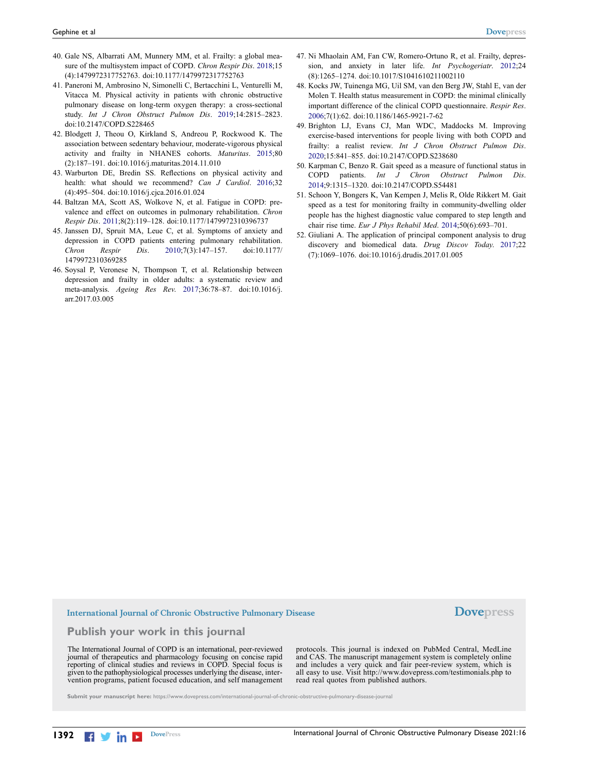40. Gale NS, Albarrati AM, Munnery MM, et al. Frailty: a global measure of the multisystem impact of COPD. *Chron Respir Dis*. 2018;15 (4):1479972317752763. doi:10.1177/1479972317752763
41. Paneroni M, Ambrosino N, Simonelli C, Bertacchini L, Venturelli M, Vitacca M. Physical activity in patients with chronic obstructive pulmonary disease on long-term oxygen therapy: a cross-sectional study. *Int J Chron Obstruct Pulmon Dis*. 2019;14:2815–2823. doi:10.2147/COPD.S228465
42. Blodgett J, Theou O, Kirkland S, Andreou P, Rockwood K. The association between sedentary behaviour, moderate-vigorous physical activity and frailty in NHANES cohorts. *Maturitas*. 2015;80 (2):187–191. doi:10.1016/j.maturitas.2014.11.010
43. Warburton DE, Bredin SS. Reflections on physical activity and health: what should we recommend? *Can J Cardiol*. 2016;32 (4):495–504. doi:10.1016/j.cjca.2016.01.024
44. Baltzan MA, Scott AS, Wolkove N, et al. Fatigue in COPD: prevalence and effect on outcomes in pulmonary rehabilitation. *Chron Respir Dis*. 2011;8(2):119–128. doi:10.1177/1479972310396737
45. Janssen DJ, Spruit MA, Leue C, et al. Symptoms of anxiety and depression in COPD patients entering pulmonary rehabilitation. *Chron Respir Dis*. 2010;7(3):147–157. doi:10.1177/1479972310369285
46. Soysal P, Veronese N, Thompson T, et al. Relationship between depression and frailty in older adults: a systematic review and meta-analysis. *Ageing Res Rev*. 2017;36:78–87. doi:10.1016/j.arr.2017.03.005
47. Ni Mhaolain AM, Fan CW, Romero-Ortuno R, et al. Frailty, depression, and anxiety in later life. *Int Psychogeriatr*. 2012;24 (8):1265–1274. doi:10.1017/S1041610211002110
48. Kocks JW, Tuinenga MG, Uil SM, van den Berg JW, Stahl E, van der Molen T. Health status measurement in COPD: the minimal clinically important difference of the clinical COPD questionnaire. *Respir Res*. 2006;7(1):62. doi:10.1186/1465-9921-7-62
49. Brighton LJ, Evans CJ, Man WDC, Maddocks M. Improving exercise-based interventions for people living with both COPD and frailty: a realist review. *Int J Chron Obstruct Pulmon Dis*. 2020;15:841–855. doi:10.2147/COPD.S238680
50. Karpman C, Benzo R. Gait speed as a measure of functional status in COPD patients. *Int J Chron Obstruct Pulmon Dis*. 2014;9:1315–1320. doi:10.2147/COPD.S54481
51. Schoon Y, Bongers K, Van Kempen J, Melis R, Olde Rikkert M. Gait speed as a test for monitoring frailty in community-dwelling older people has the highest diagnostic value compared to step length and chair rise time. *Eur J Phys Rehabil Med*. 2014;50(6):693–701.
52. Giuliani A. The application of principal component analysis to drug discovery and biomedical data. *Drug Discov Today*. 2017;22 (7):1069–1076. doi:10.1016/j.drudis.2017.01.005

**International Journal of Chronic Obstructive Pulmonary Disease** — Dovepress

## Publish your work in this journal

The International Journal of COPD is an international, peer-reviewed journal of therapeutics and pharmacology focusing on concise rapid reporting of clinical studies and reviews in COPD. Special focus is given to the pathophysiological processes underlying the disease, intervention programs, patient focused education, and self management protocols. This journal is indexed on PubMed Central, MedLine and CAS. The manuscript management system is completely online and includes a very quick and fair peer-review system, which is all easy to use. Visit http://www.dovepress.com/testimonials.php to read real quotes from published authors.

**Submit your manuscript here:** https://www.dovepress.com/international-journal-of-chronic-obstructive-pulmonary-disease-journal